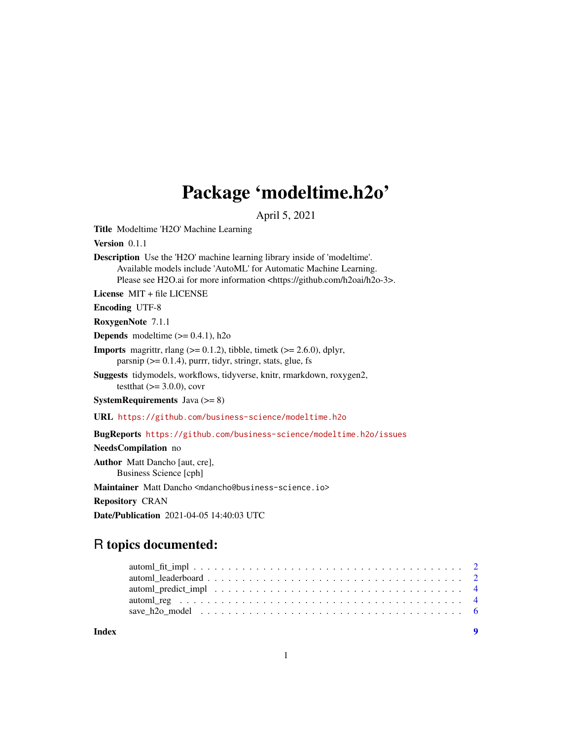# Package 'modeltime.h2o'

April 5, 2021

**Title** Modeltime 'H2O' Machine Learning

**Version** 0.1.1

**Description** Use the 'H2O' machine learning library inside of 'modeltime'.
Available models include 'AutoML' for Automatic Machine Learning.
Please see H2O.ai for more information <https://github.com/h2oai/h2o-3>.

**License** MIT + file LICENSE

**Encoding** UTF-8

**RoxygenNote** 7.1.1

**Depends** modeltime (>= 0.4.1), h2o

**Imports** magrittr, rlang (>= 0.1.2), tibble, timetk (>= 2.6.0), dplyr,
parsnip (>= 0.1.4), purrr, tidyr, stringr, stats, glue, fs

**Suggests** tidymodels, workflows, tidyverse, knitr, rmarkdown, roxygen2,
testthat (>= 3.0.0), covr

**SystemRequirements** Java (>= 8)

**URL** https://github.com/business-science/modeltime.h2o

**BugReports** https://github.com/business-science/modeltime.h2o/issues

**NeedsCompilation** no

**Author** Matt Dancho [aut, cre],
Business Science [cph]

**Maintainer** Matt Dancho <mdancho@business-science.io>

**Repository** CRAN

**Date/Publication** 2021-04-05 14:40:03 UTC

## R topics documented:

- automl_fit_impl . . . . . . . . . . . . . . . . . . . . . . . . . . . . . . . . . . . . . . 2
- automl_leaderboard . . . . . . . . . . . . . . . . . . . . . . . . . . . . . . . . . . . . 2
- automl_predict_impl . . . . . . . . . . . . . . . . . . . . . . . . . . . . . . . . . . . 4
- automl_reg . . . . . . . . . . . . . . . . . . . . . . . . . . . . . . . . . . . . . . . . . 4
- save_h2o_model . . . . . . . . . . . . . . . . . . . . . . . . . . . . . . . . . . . . . 6

**Index** 9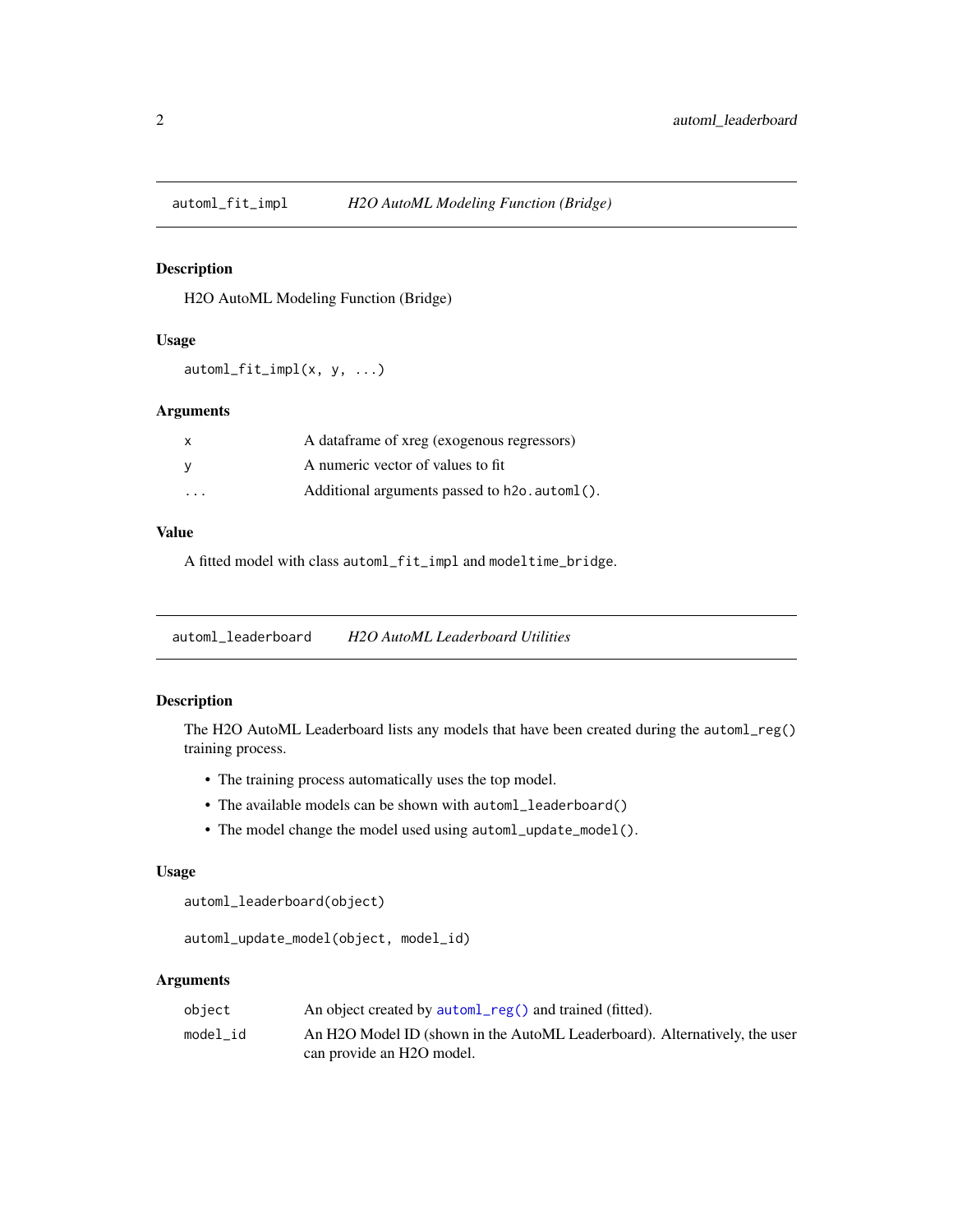## automl_fit_impl — *H2O AutoML Modeling Function (Bridge)*

### Description

H2O AutoML Modeling Function (Bridge)

### Usage

```
automl_fit_impl(x, y, ...)
```

### Arguments

| | |
|---|---|
| x | A dataframe of xreg (exogenous regressors) |
| y | A numeric vector of values to fit |
| ... | Additional arguments passed to `h2o.automl()`. |

### Value

A fitted model with class `automl_fit_impl` and `modeltime_bridge`.

## automl_leaderboard — *H2O AutoML Leaderboard Utilities*

### Description

The H2O AutoML Leaderboard lists any models that have been created during the `automl_reg()` training process.

- The training process automatically uses the top model.
- The available models can be shown with `automl_leaderboard()`
- The model change the model used using `automl_update_model()`.

### Usage

```
automl_leaderboard(object)

automl_update_model(object, model_id)
```

### Arguments

| | |
|---|---|
| object | An object created by `automl_reg()` and trained (fitted). |
| model_id | An H2O Model ID (shown in the AutoML Leaderboard). Alternatively, the user can provide an H2O model. |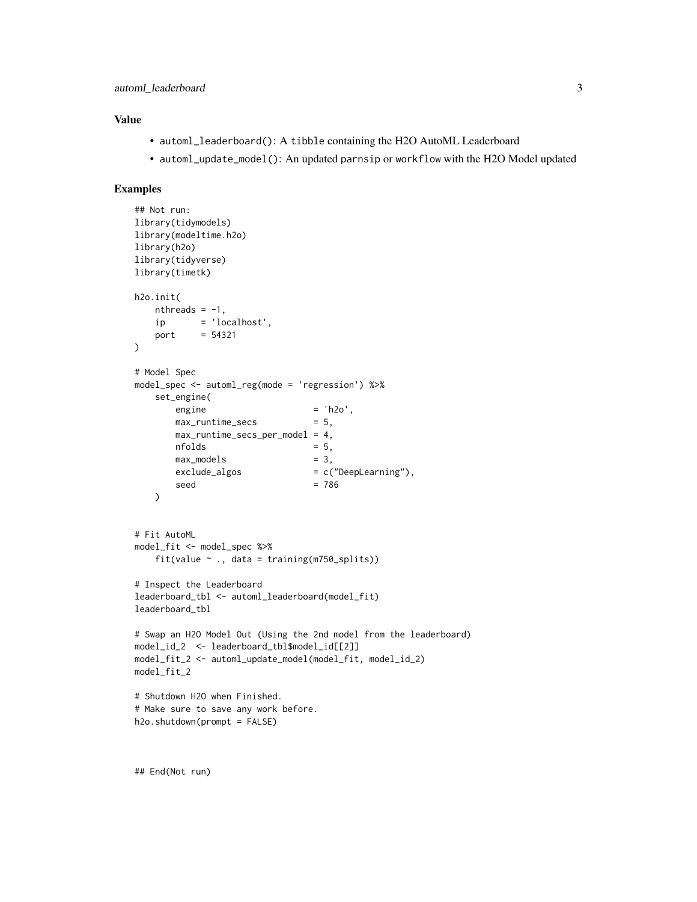## Value

- `automl_leaderboard()`: A `tibble` containing the H2O AutoML Leaderboard
- `automl_update_model()`: An updated `parnsip` or `workflow` with the H2O Model updated

## Examples

```
## Not run:
library(tidymodels)
library(modeltime.h2o)
library(h2o)
library(tidyverse)
library(timetk)

h2o.init(
    nthreads = -1,
    ip       = 'localhost',
    port     = 54321
)

# Model Spec
model_spec <- automl_reg(mode = 'regression') %>%
    set_engine(
        engine                     = 'h2o',
        max_runtime_secs           = 5,
        max_runtime_secs_per_model = 4,
        nfolds                     = 5,
        max_models                 = 3,
        exclude_algos              = c("DeepLearning"),
        seed                       = 786
    )


# Fit AutoML
model_fit <- model_spec %>%
    fit(value ~ ., data = training(m750_splits))

# Inspect the Leaderboard
leaderboard_tbl <- automl_leaderboard(model_fit)
leaderboard_tbl

# Swap an H2O Model Out (Using the 2nd model from the leaderboard)
model_id_2  <- leaderboard_tbl$model_id[[2]]
model_fit_2 <- automl_update_model(model_fit, model_id_2)
model_fit_2

# Shutdown H2O when Finished.
# Make sure to save any work before.
h2o.shutdown(prompt = FALSE)



## End(Not run)
```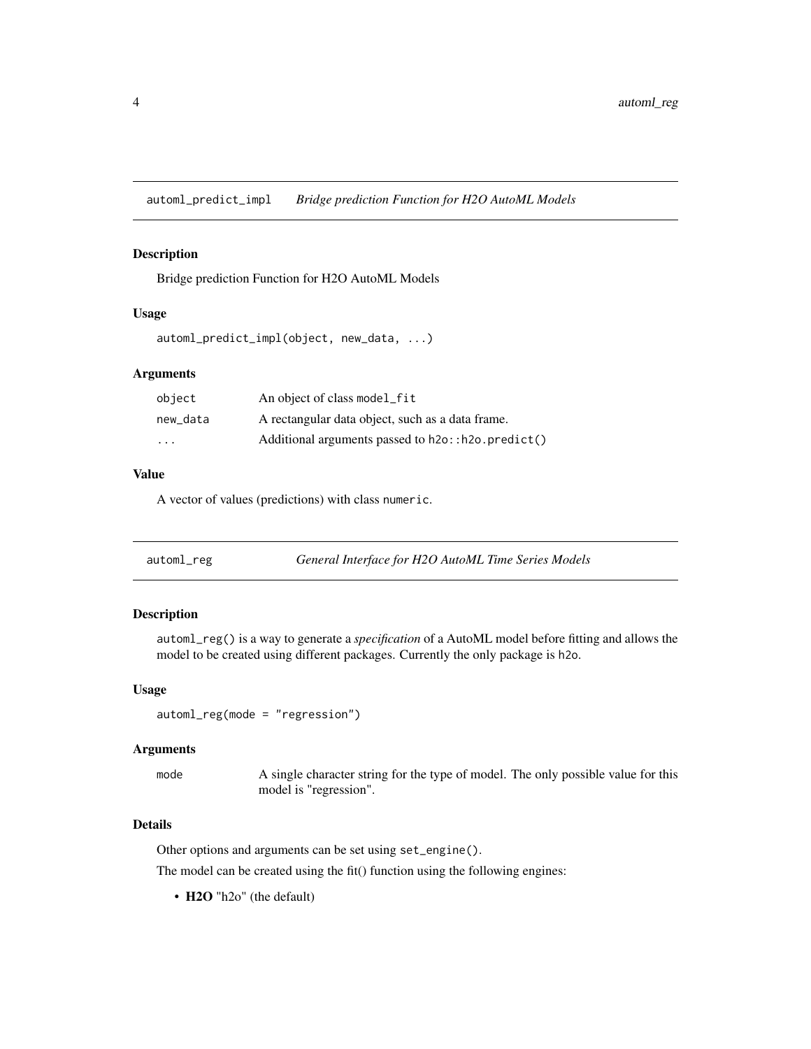## automl_predict_impl — *Bridge prediction Function for H2O AutoML Models*

### Description

Bridge prediction Function for H2O AutoML Models

### Usage

```
automl_predict_impl(object, new_data, ...)
```

### Arguments

| | |
|---|---|
| object | An object of class `model_fit` |
| new_data | A rectangular data object, such as a data frame. |
| ... | Additional arguments passed to `h2o::h2o.predict()` |

### Value

A vector of values (predictions) with class `numeric`.

## automl_reg — *General Interface for H2O AutoML Time Series Models*

### Description

`automl_reg()` is a way to generate a *specification* of a AutoML model before fitting and allows the model to be created using different packages. Currently the only package is `h2o`.

### Usage

```
automl_reg(mode = "regression")
```

### Arguments

| | |
|---|---|
| mode | A single character string for the type of model. The only possible value for this model is "regression". |

### Details

Other options and arguments can be set using `set_engine()`.

The model can be created using the fit() function using the following engines:

- **H2O** "h2o" (the default)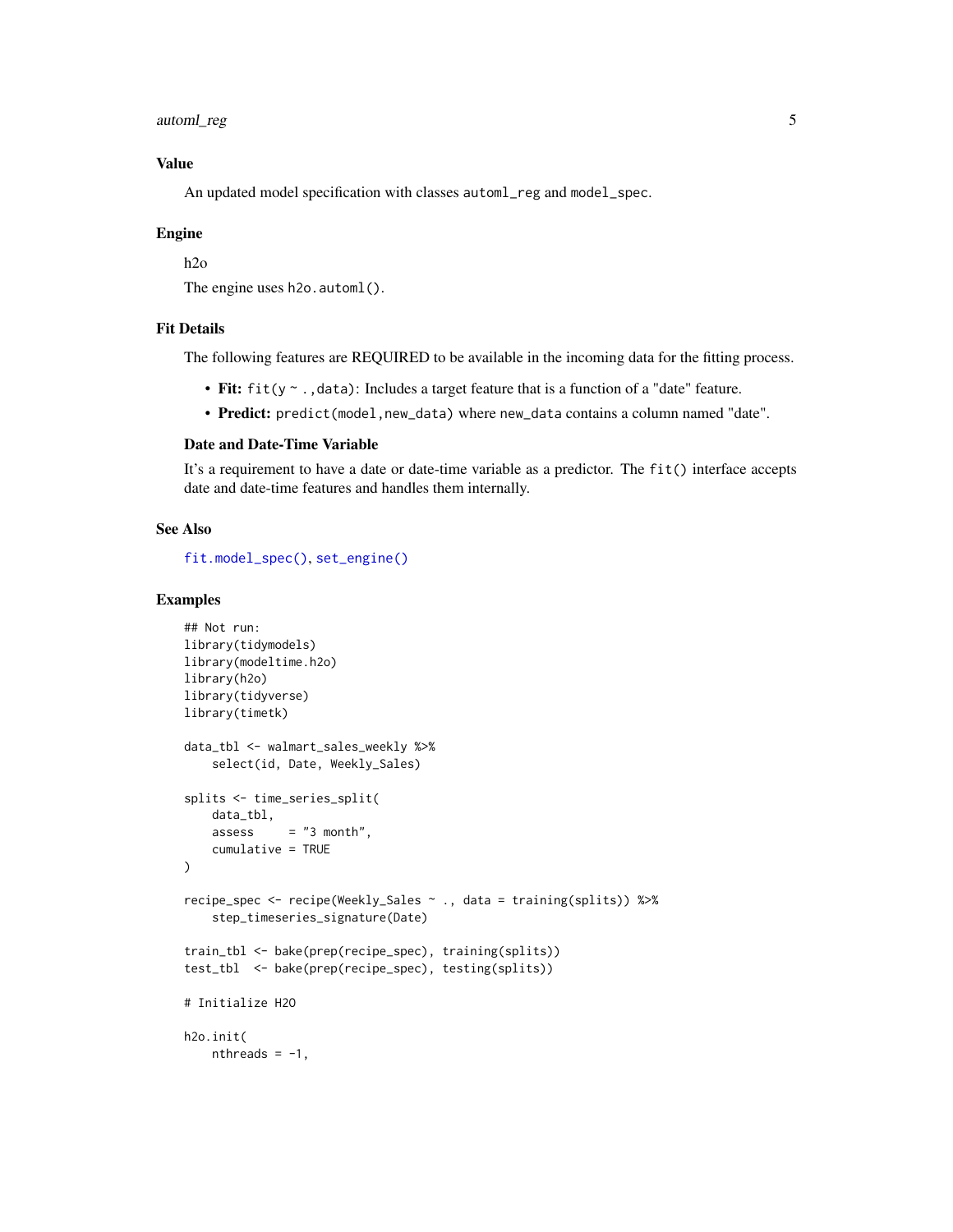## Value

An updated model specification with classes `automl_reg` and `model_spec`.

## Engine

h2o

The engine uses `h2o.automl()`.

## Fit Details

The following features are REQUIRED to be available in the incoming data for the fitting process.

- **Fit:** `fit(y ~ .,data)`: Includes a target feature that is a function of a "date" feature.
- **Predict:** `predict(model,new_data)` where `new_data` contains a column named "date".

### Date and Date-Time Variable

It's a requirement to have a date or date-time variable as a predictor. The `fit()` interface accepts date and date-time features and handles them internally.

## See Also

`fit.model_spec()`, `set_engine()`

## Examples

```
## Not run:
library(tidymodels)
library(modeltime.h2o)
library(h2o)
library(tidyverse)
library(timetk)

data_tbl <- walmart_sales_weekly %>%
    select(id, Date, Weekly_Sales)

splits <- time_series_split(
    data_tbl,
    assess     = "3 month",
    cumulative = TRUE
)

recipe_spec <- recipe(Weekly_Sales ~ ., data = training(splits)) %>%
    step_timeseries_signature(Date)

train_tbl <- bake(prep(recipe_spec), training(splits))
test_tbl  <- bake(prep(recipe_spec), testing(splits))

# Initialize H2O

h2o.init(
    nthreads = -1,
```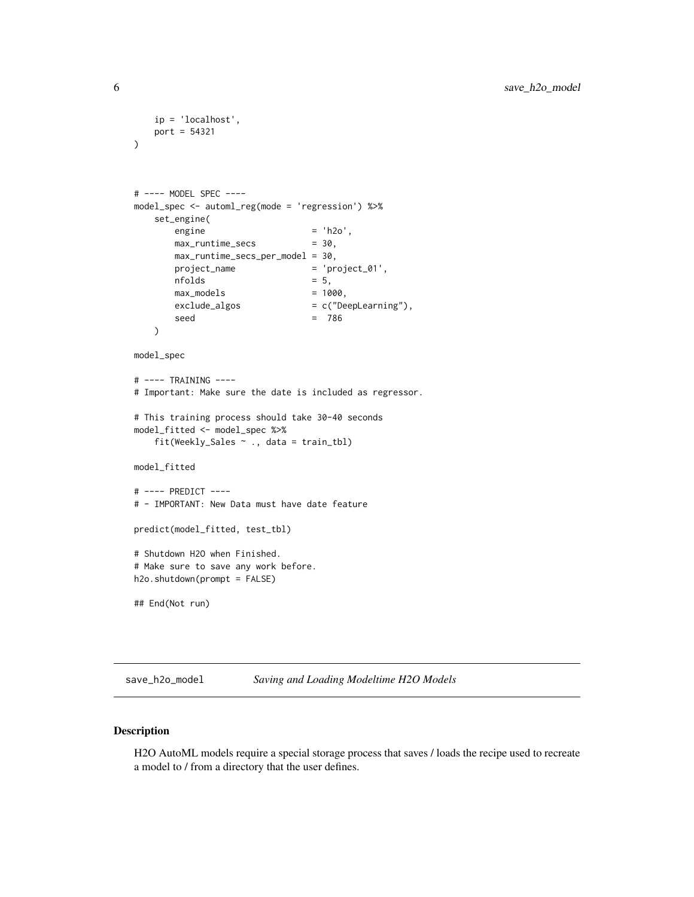```
    ip = 'localhost',
    port = 54321
)



# ---- MODEL SPEC ----
model_spec <- automl_reg(mode = 'regression') %>%
    set_engine(
        engine                     = 'h2o',
        max_runtime_secs           = 30,
        max_runtime_secs_per_model = 30,
        project_name               = 'project_01',
        nfolds                     = 5,
        max_models                 = 1000,
        exclude_algos              = c("DeepLearning"),
        seed                       =  786
    )

model_spec

# ---- TRAINING ----
# Important: Make sure the date is included as regressor.

# This training process should take 30-40 seconds
model_fitted <- model_spec %>%
    fit(Weekly_Sales ~ ., data = train_tbl)

model_fitted

# ---- PREDICT ----
# - IMPORTANT: New Data must have date feature

predict(model_fitted, test_tbl)

# Shutdown H2O when Finished.
# Make sure to save any work before.
h2o.shutdown(prompt = FALSE)

## End(Not run)
```

---

## `save_h2o_model` — *Saving and Loading Modeltime H2O Models*

### Description

H2O AutoML models require a special storage process that saves / loads the recipe used to recreate a model to / from a directory that the user defines.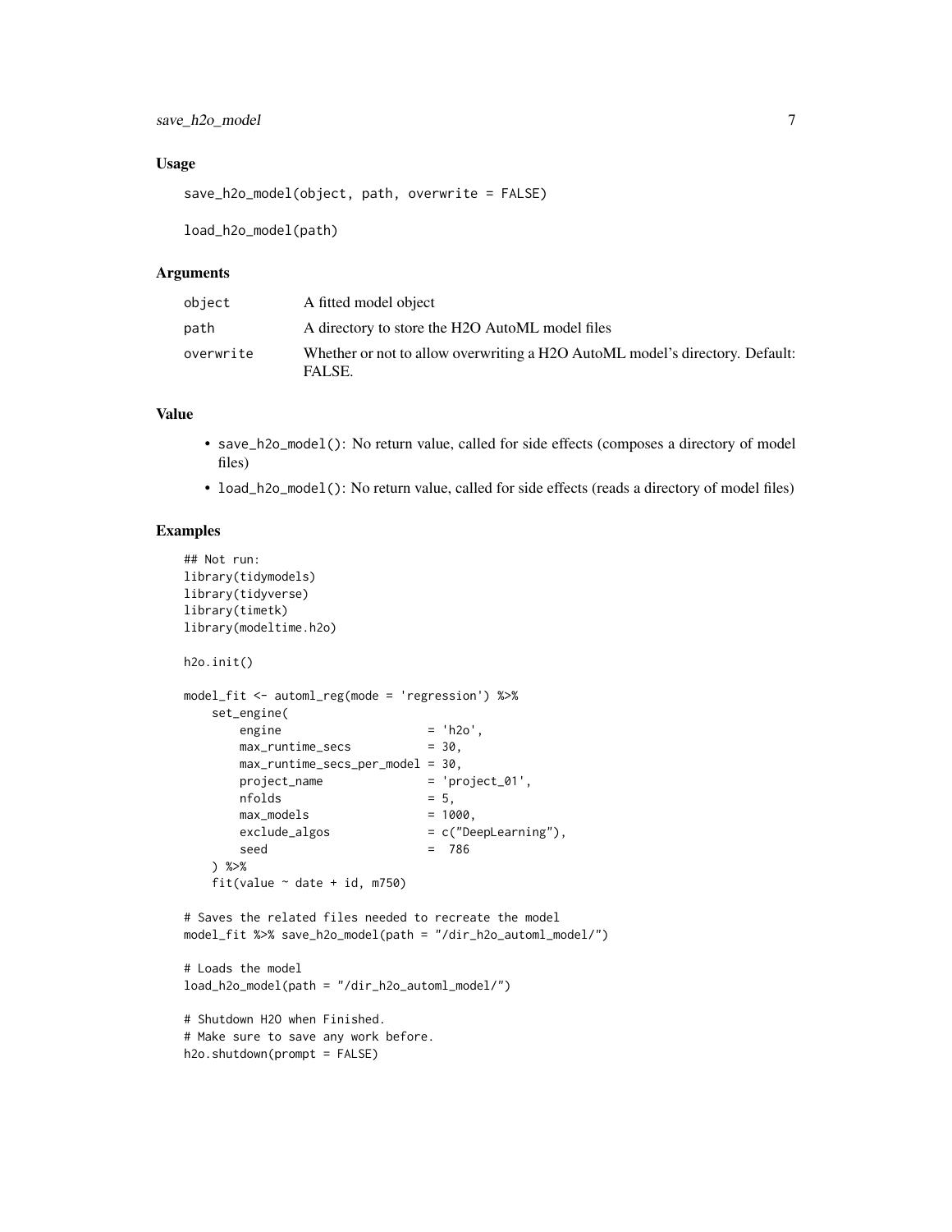### Usage

```
save_h2o_model(object, path, overwrite = FALSE)

load_h2o_model(path)
```

### Arguments

| | |
|---|---|
| object | A fitted model object |
| path | A directory to store the H2O AutoML model files |
| overwrite | Whether or not to allow overwriting a H2O AutoML model's directory. Default: FALSE. |

### Value

- `save_h2o_model()`: No return value, called for side effects (composes a directory of model files)
- `load_h2o_model()`: No return value, called for side effects (reads a directory of model files)

### Examples

```
## Not run:
library(tidymodels)
library(tidyverse)
library(timetk)
library(modeltime.h2o)

h2o.init()

model_fit <- automl_reg(mode = 'regression') %>%
    set_engine(
        engine                     = 'h2o',
        max_runtime_secs           = 30,
        max_runtime_secs_per_model = 30,
        project_name               = 'project_01',
        nfolds                     = 5,
        max_models                 = 1000,
        exclude_algos              = c("DeepLearning"),
        seed                       =  786
    ) %>%
    fit(value ~ date + id, m750)

# Saves the related files needed to recreate the model
model_fit %>% save_h2o_model(path = "/dir_h2o_automl_model/")

# Loads the model
load_h2o_model(path = "/dir_h2o_automl_model/")

# Shutdown H2O when Finished.
# Make sure to save any work before.
h2o.shutdown(prompt = FALSE)
```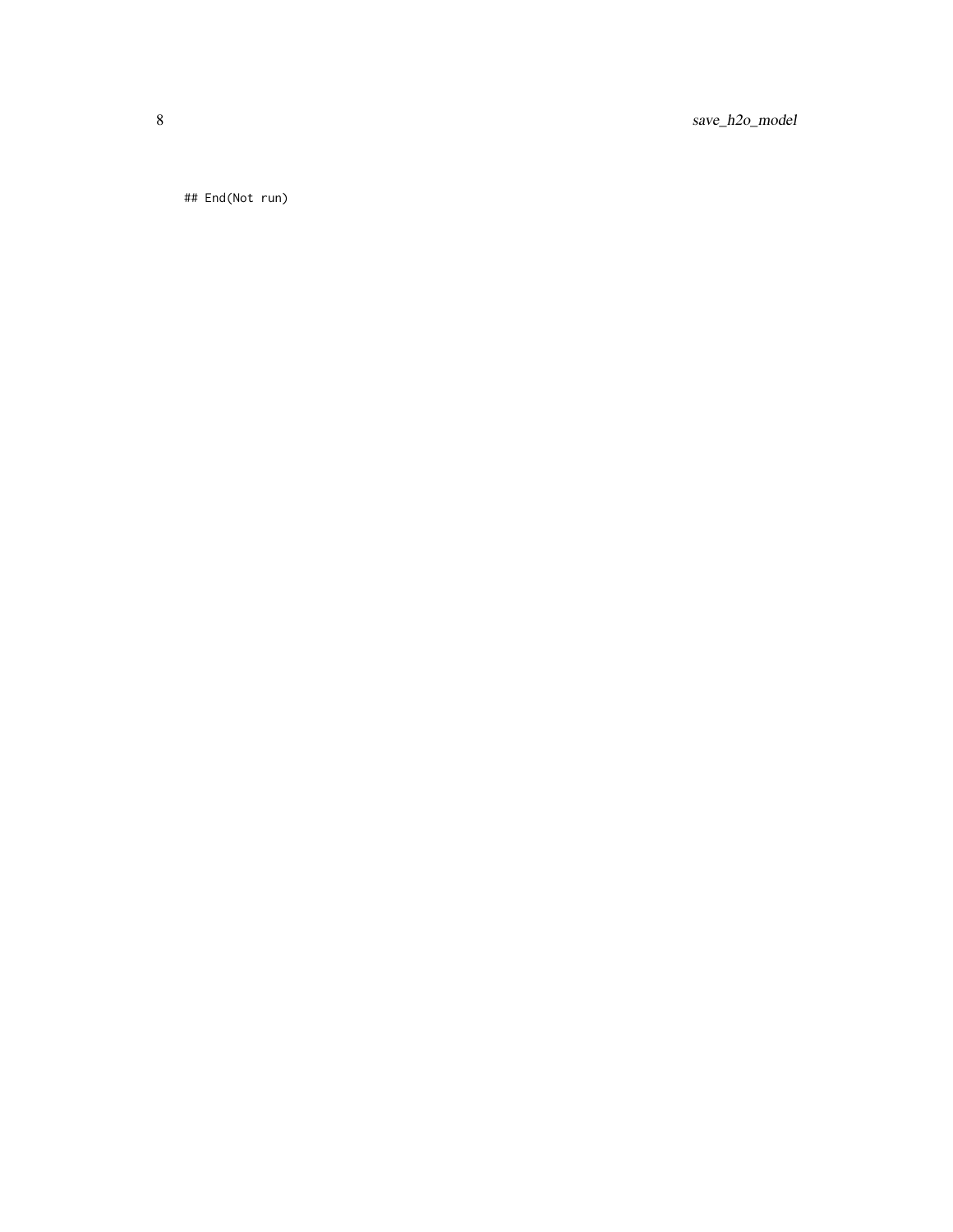```
## End(Not run)
```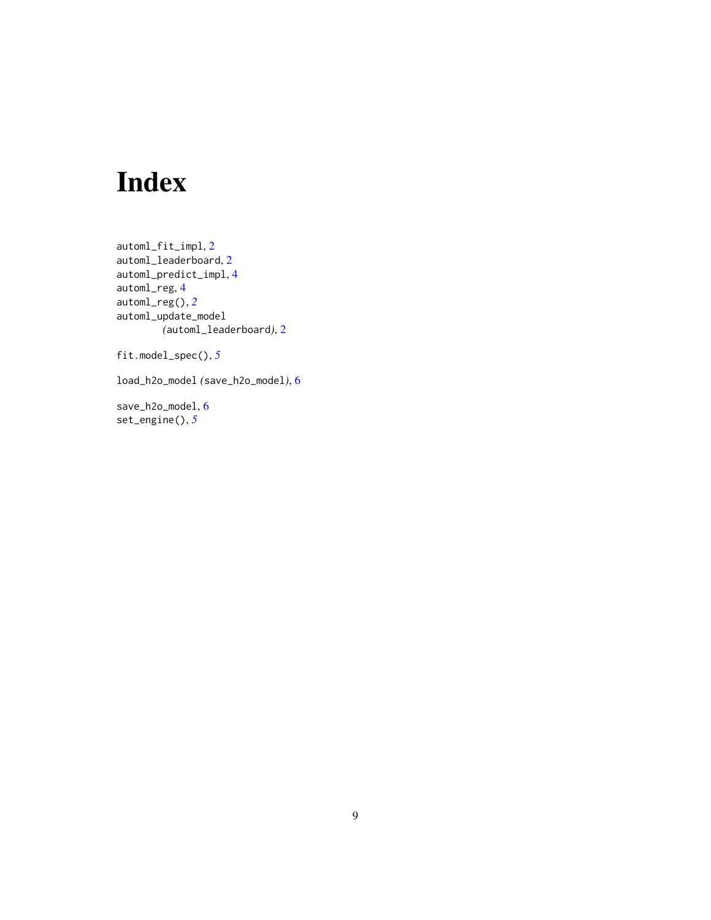# Index

automl_fit_impl, 2
automl_leaderboard, 2
automl_predict_impl, 4
automl_reg, 4
automl_reg(), *2*
automl_update_model
        *(*automl_leaderboard*)*, 2

fit.model_spec(), *5*

load_h2o_model *(*save_h2o_model*)*, 6

save_h2o_model, 6
set_engine(), *5*